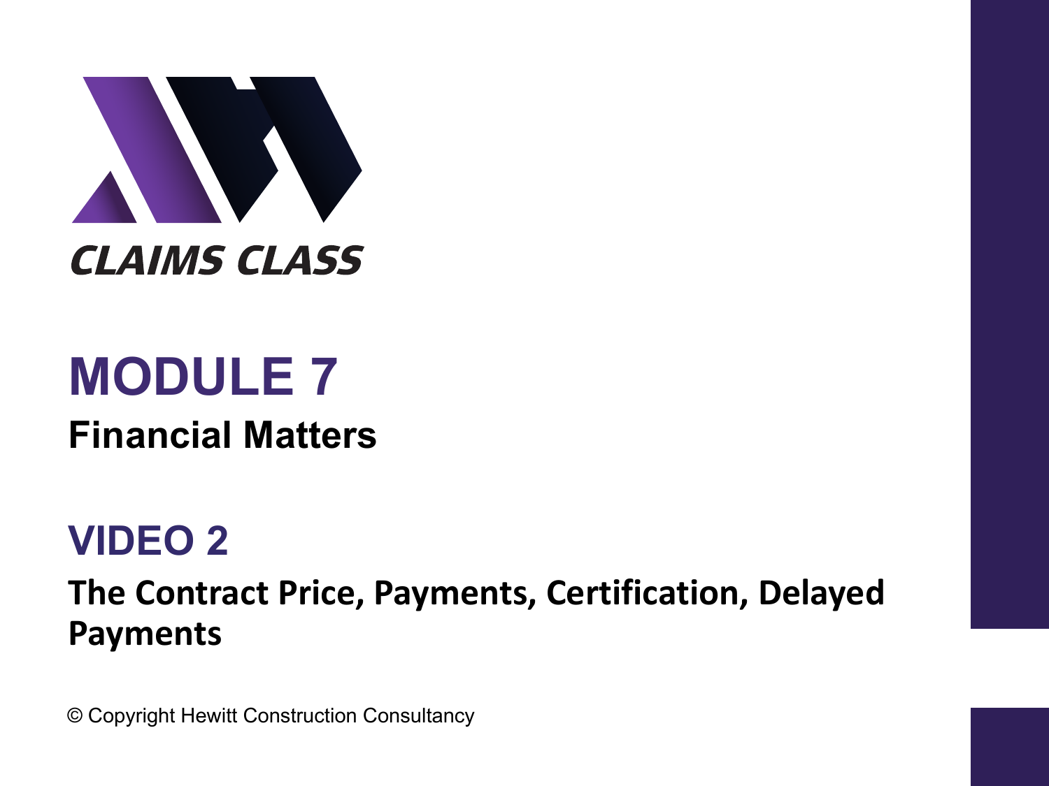CLAIMS CLASS

# MODULE 7

## Financial Matters

# VIDEO 2

## The Contract Price, Payments, Certification, Delayed Payments

© Copyright Hewitt Construction Consultancy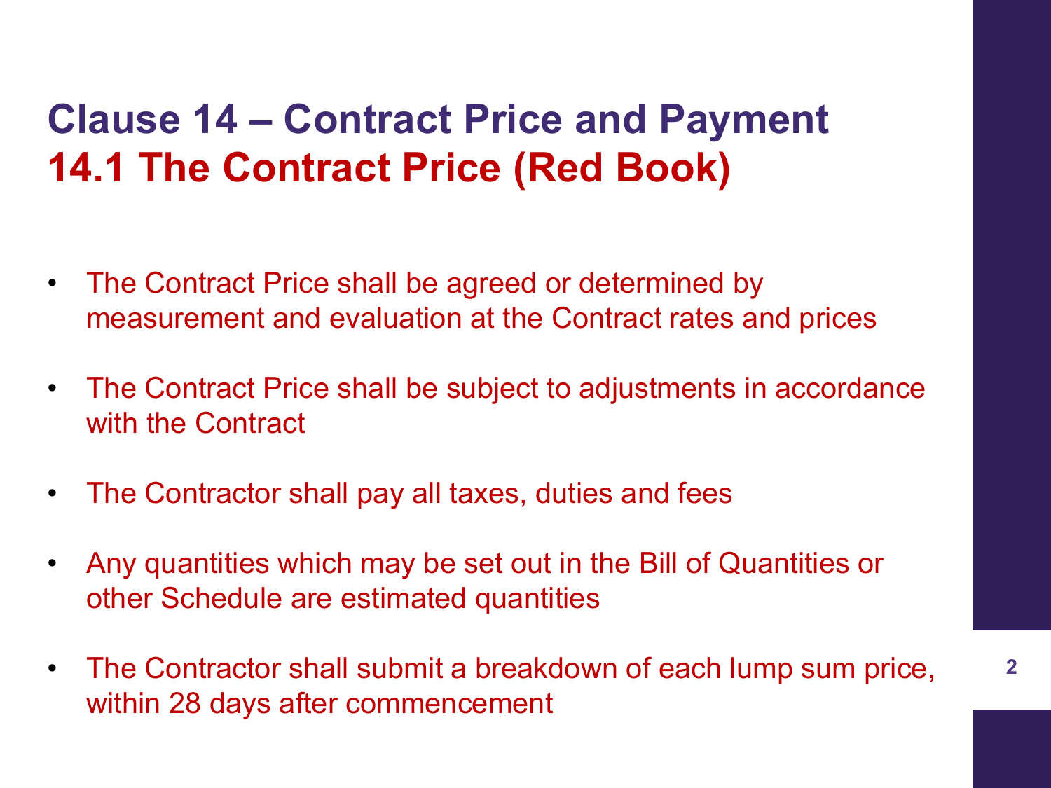# Clause 14 – Contract Price and Payment

## 14.1 The Contract Price (Red Book)

- The Contract Price shall be agreed or determined by measurement and evaluation at the Contract rates and prices
- The Contract Price shall be subject to adjustments in accordance with the Contract
- The Contractor shall pay all taxes, duties and fees
- Any quantities which may be set out in the Bill of Quantities or other Schedule are estimated quantities
- The Contractor shall submit a breakdown of each lump sum price, within 28 days after commencement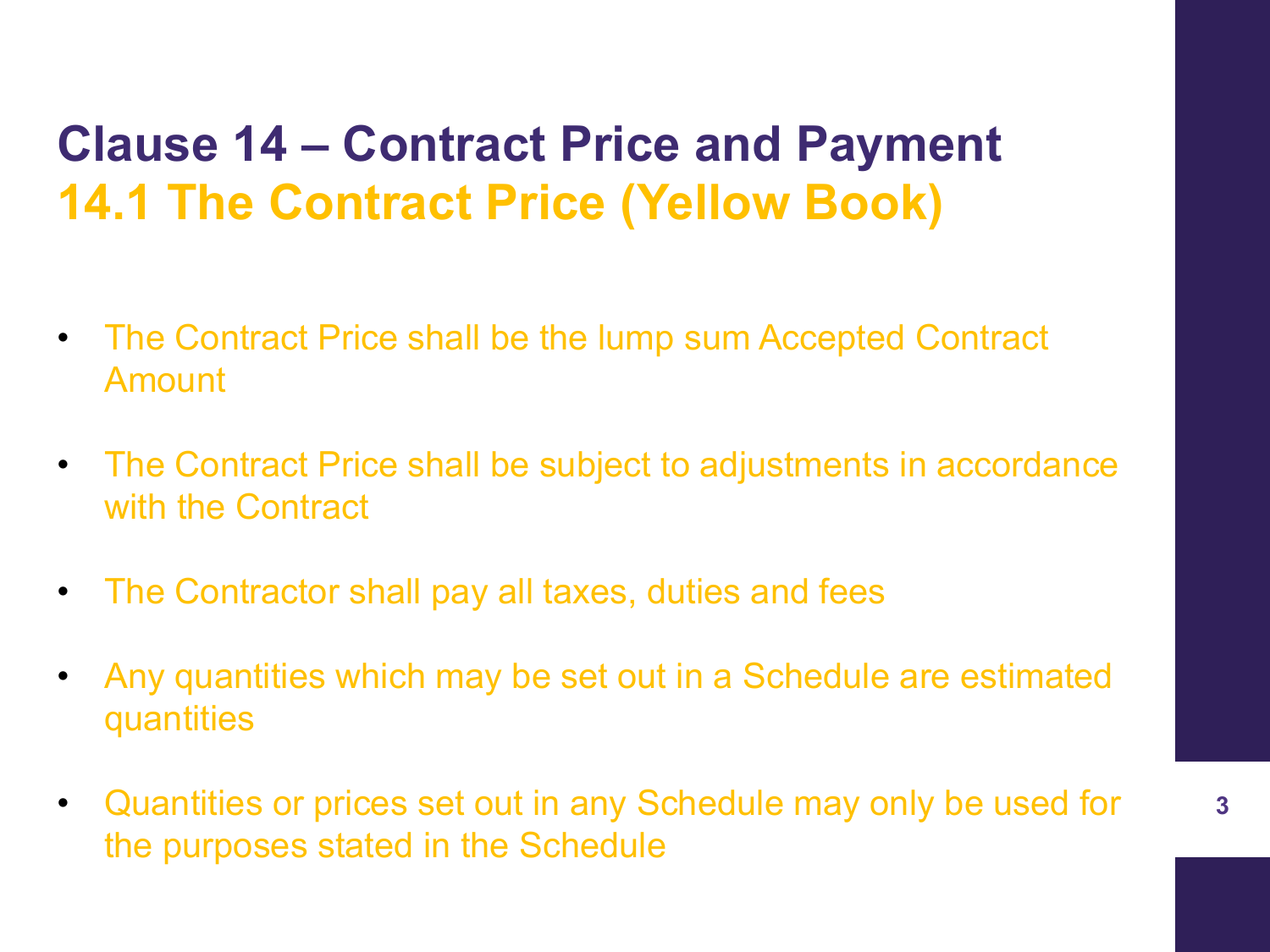# Clause 14 – Contract Price and Payment

## 14.1 The Contract Price (Yellow Book)

- The Contract Price shall be the lump sum Accepted Contract Amount
- The Contract Price shall be subject to adjustments in accordance with the Contract
- The Contractor shall pay all taxes, duties and fees
- Any quantities which may be set out in a Schedule are estimated quantities
- Quantities or prices set out in any Schedule may only be used for the purposes stated in the Schedule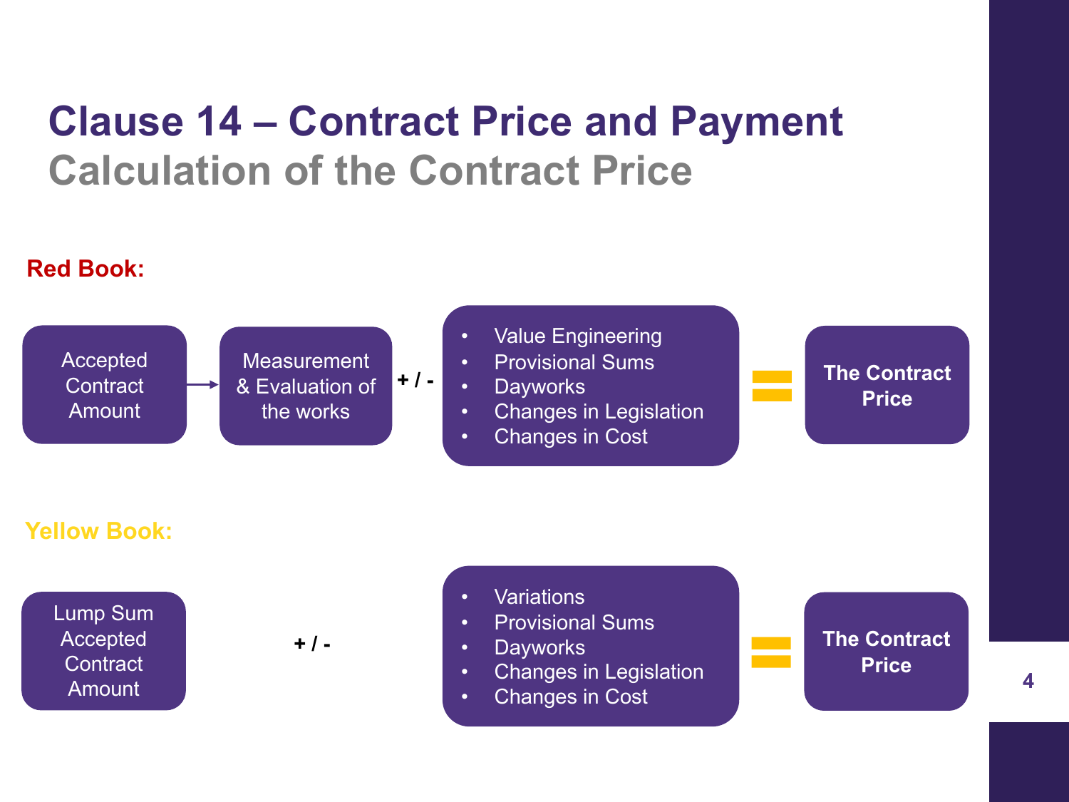# Clause 14 – Contract Price and Payment
## Calculation of the Contract Price

**Red Book:**

Accepted Contract Amount → Measurement & Evaluation of the works + / -

- Value Engineering
- Provisional Sums
- Dayworks
- Changes in Legislation
- Changes in Cost

= **The Contract Price**

**Yellow Book:**

Lump Sum Accepted Contract Amount + / -

- Variations
- Provisional Sums
- Dayworks
- Changes in Legislation
- Changes in Cost

= **The Contract Price**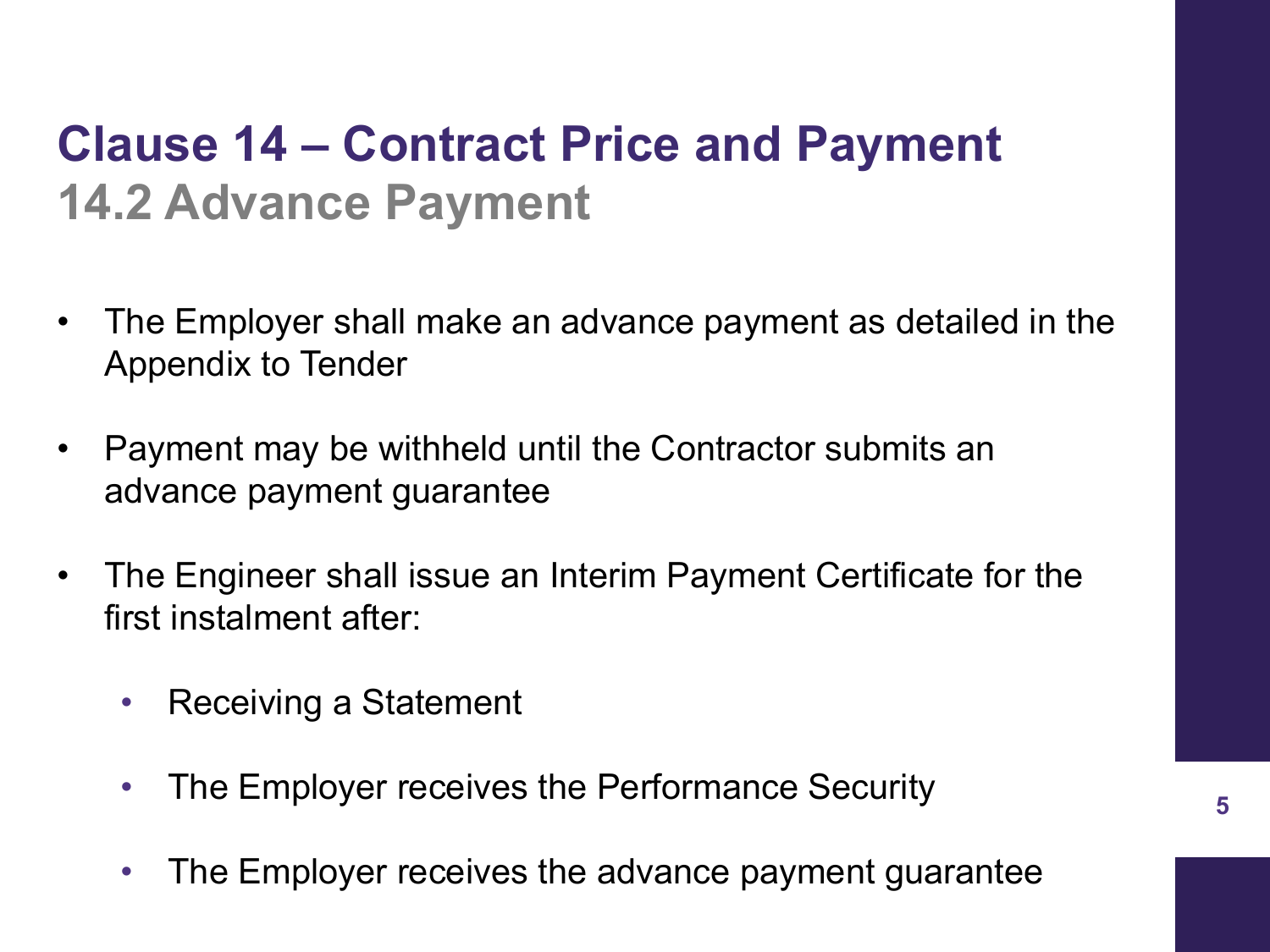# Clause 14 – Contract Price and Payment

## 14.2 Advance Payment

- The Employer shall make an advance payment as detailed in the Appendix to Tender
- Payment may be withheld until the Contractor submits an advance payment guarantee
- The Engineer shall issue an Interim Payment Certificate for the first instalment after:
  - Receiving a Statement
  - The Employer receives the Performance Security
  - The Employer receives the advance payment guarantee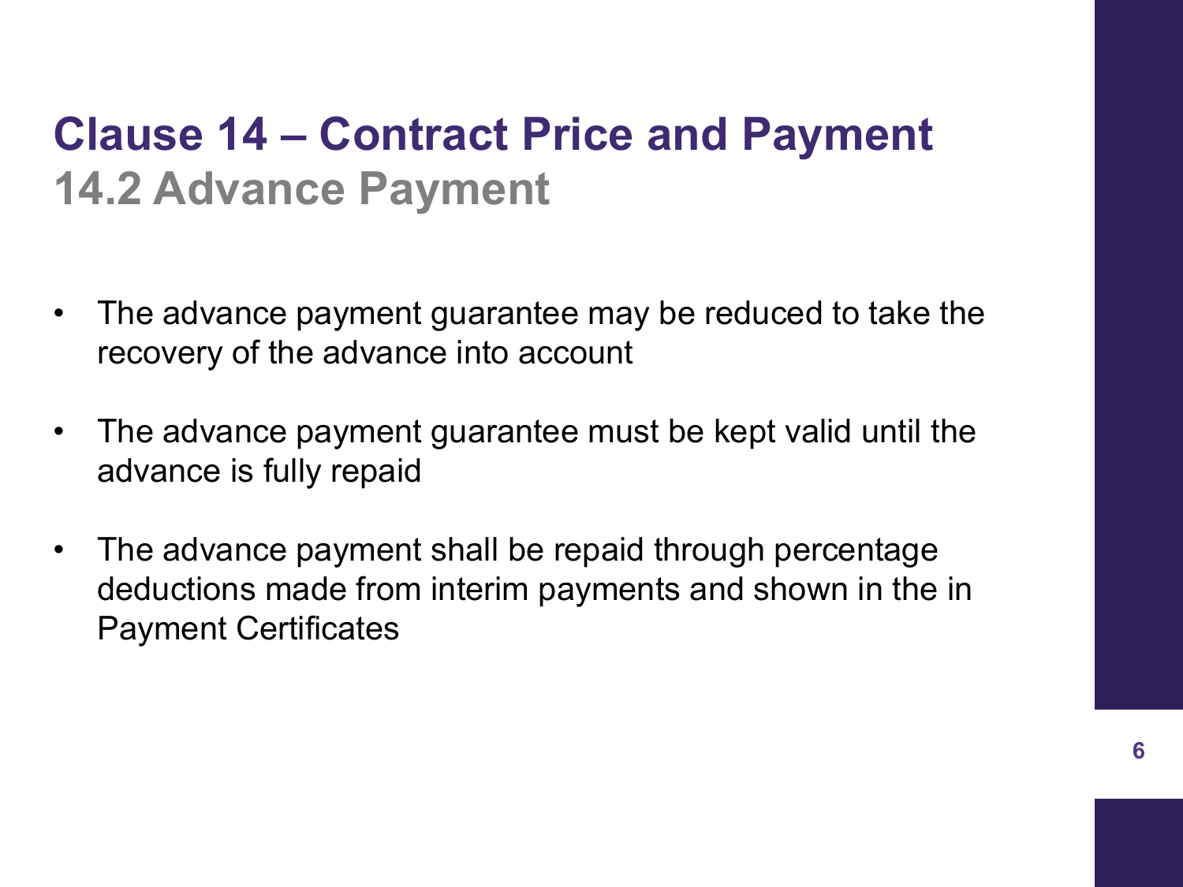# Clause 14 – Contract Price and Payment

## 14.2 Advance Payment

- The advance payment guarantee may be reduced to take the recovery of the advance into account
- The advance payment guarantee must be kept valid until the advance is fully repaid
- The advance payment shall be repaid through percentage deductions made from interim payments and shown in the in Payment Certificates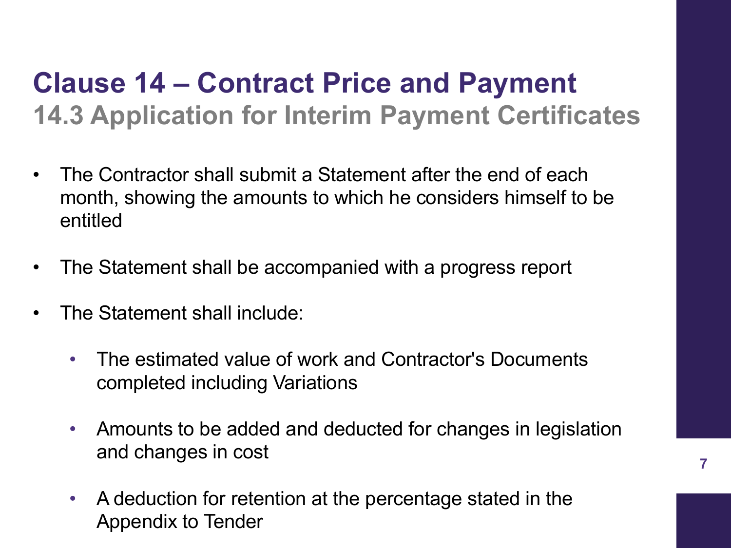# Clause 14 – Contract Price and Payment

## 14.3 Application for Interim Payment Certificates

- The Contractor shall submit a Statement after the end of each month, showing the amounts to which he considers himself to be entitled
- The Statement shall be accompanied with a progress report
- The Statement shall include:
    - The estimated value of work and Contractor's Documents completed including Variations
    - Amounts to be added and deducted for changes in legislation and changes in cost
    - A deduction for retention at the percentage stated in the Appendix to Tender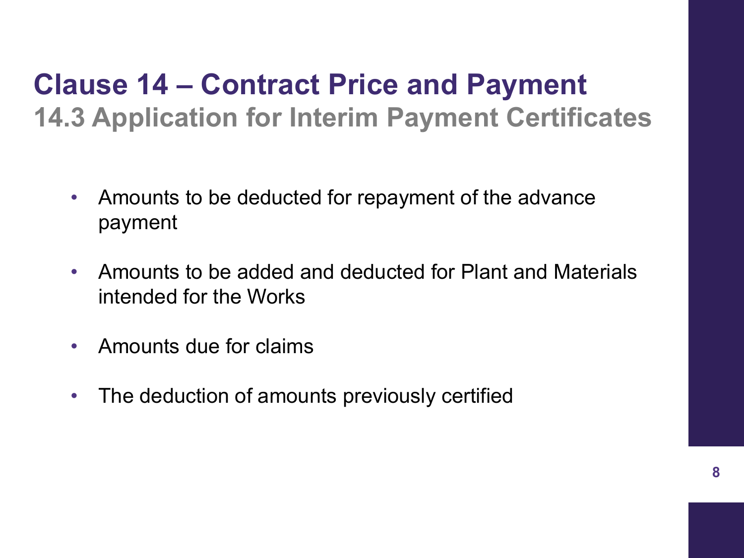# Clause 14 – Contract Price and Payment

## 14.3 Application for Interim Payment Certificates

- Amounts to be deducted for repayment of the advance payment
- Amounts to be added and deducted for Plant and Materials intended for the Works
- Amounts due for claims
- The deduction of amounts previously certified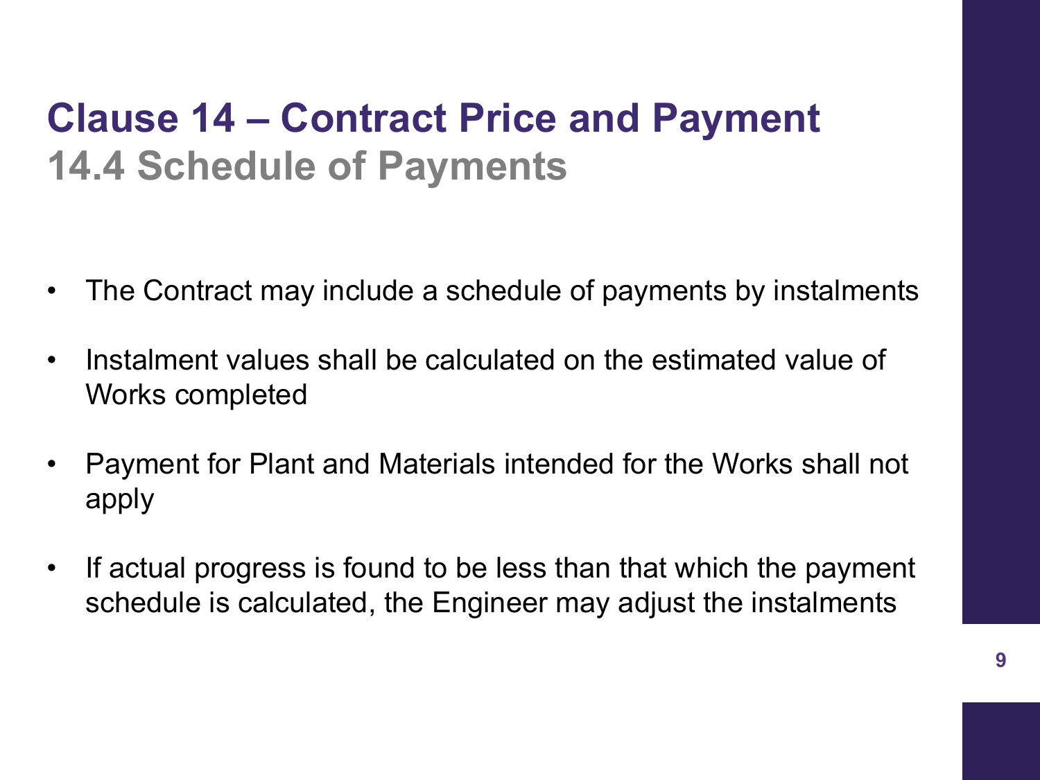# Clause 14 – Contract Price and Payment

## 14.4 Schedule of Payments

- The Contract may include a schedule of payments by instalments
- Instalment values shall be calculated on the estimated value of Works completed
- Payment for Plant and Materials intended for the Works shall not apply
- If actual progress is found to be less than that which the payment schedule is calculated, the Engineer may adjust the instalments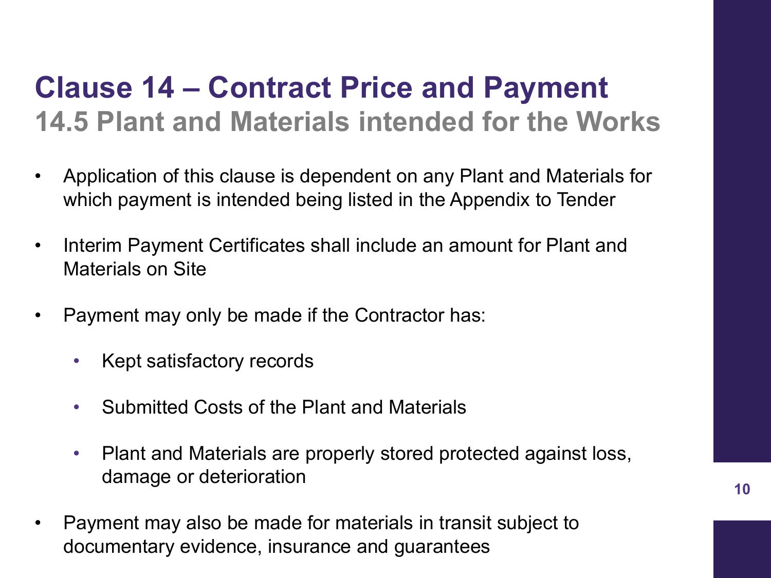# Clause 14 – Contract Price and Payment

## 14.5 Plant and Materials intended for the Works

- Application of this clause is dependent on any Plant and Materials for which payment is intended being listed in the Appendix to Tender
- Interim Payment Certificates shall include an amount for Plant and Materials on Site
- Payment may only be made if the Contractor has:
  - Kept satisfactory records
  - Submitted Costs of the Plant and Materials
  - Plant and Materials are properly stored protected against loss, damage or deterioration
- Payment may also be made for materials in transit subject to documentary evidence, insurance and guarantees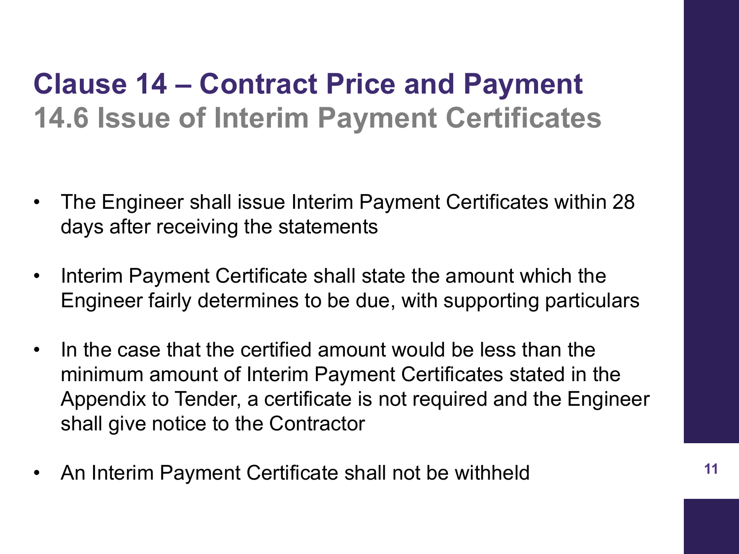# Clause 14 – Contract Price and Payment

## 14.6 Issue of Interim Payment Certificates

- The Engineer shall issue Interim Payment Certificates within 28 days after receiving the statements
- Interim Payment Certificate shall state the amount which the Engineer fairly determines to be due, with supporting particulars
- In the case that the certified amount would be less than the minimum amount of Interim Payment Certificates stated in the Appendix to Tender, a certificate is not required and the Engineer shall give notice to the Contractor
- An Interim Payment Certificate shall not be withheld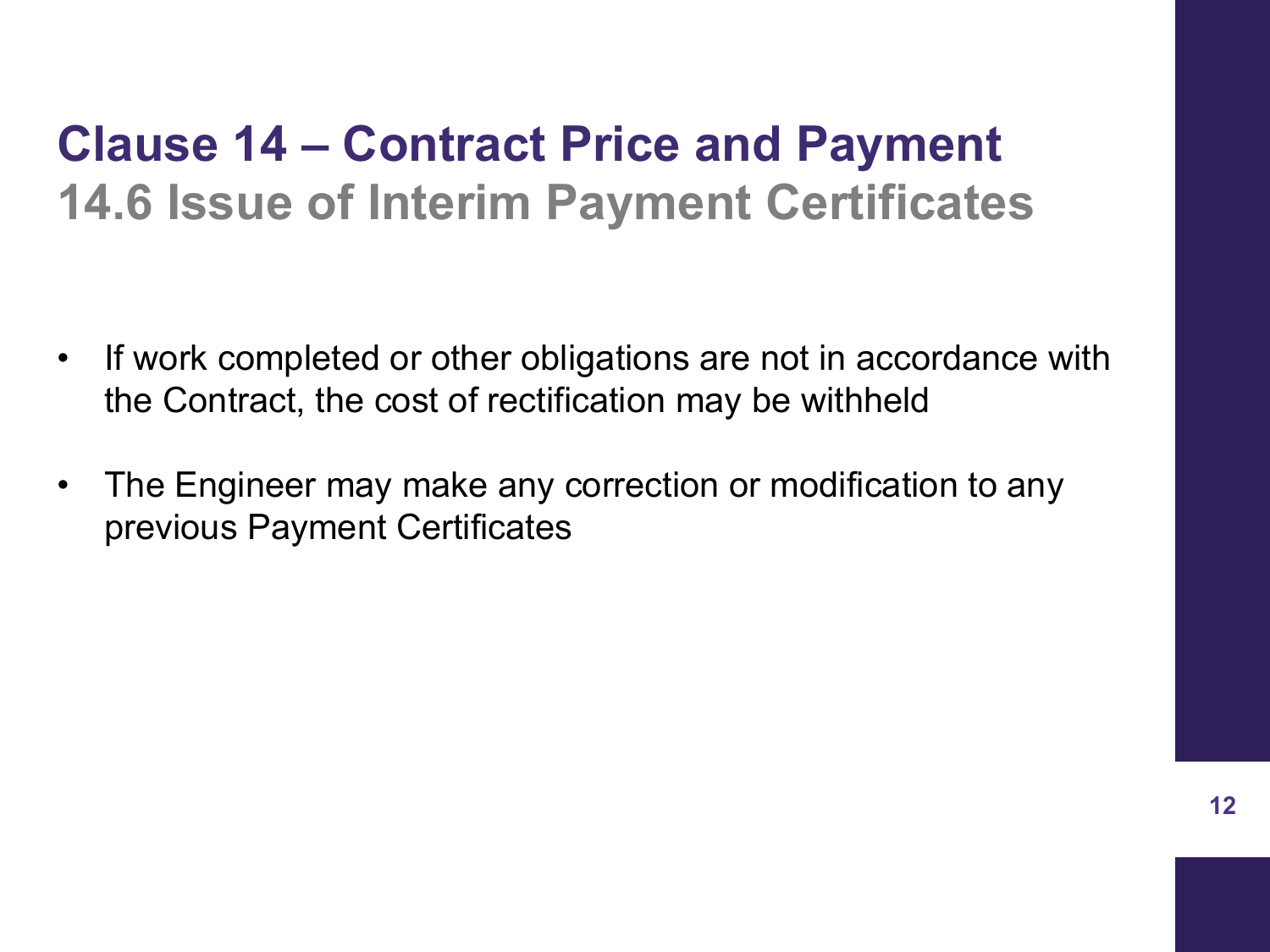# Clause 14 – Contract Price and Payment

## 14.6 Issue of Interim Payment Certificates

- If work completed or other obligations are not in accordance with the Contract, the cost of rectification may be withheld
- The Engineer may make any correction or modification to any previous Payment Certificates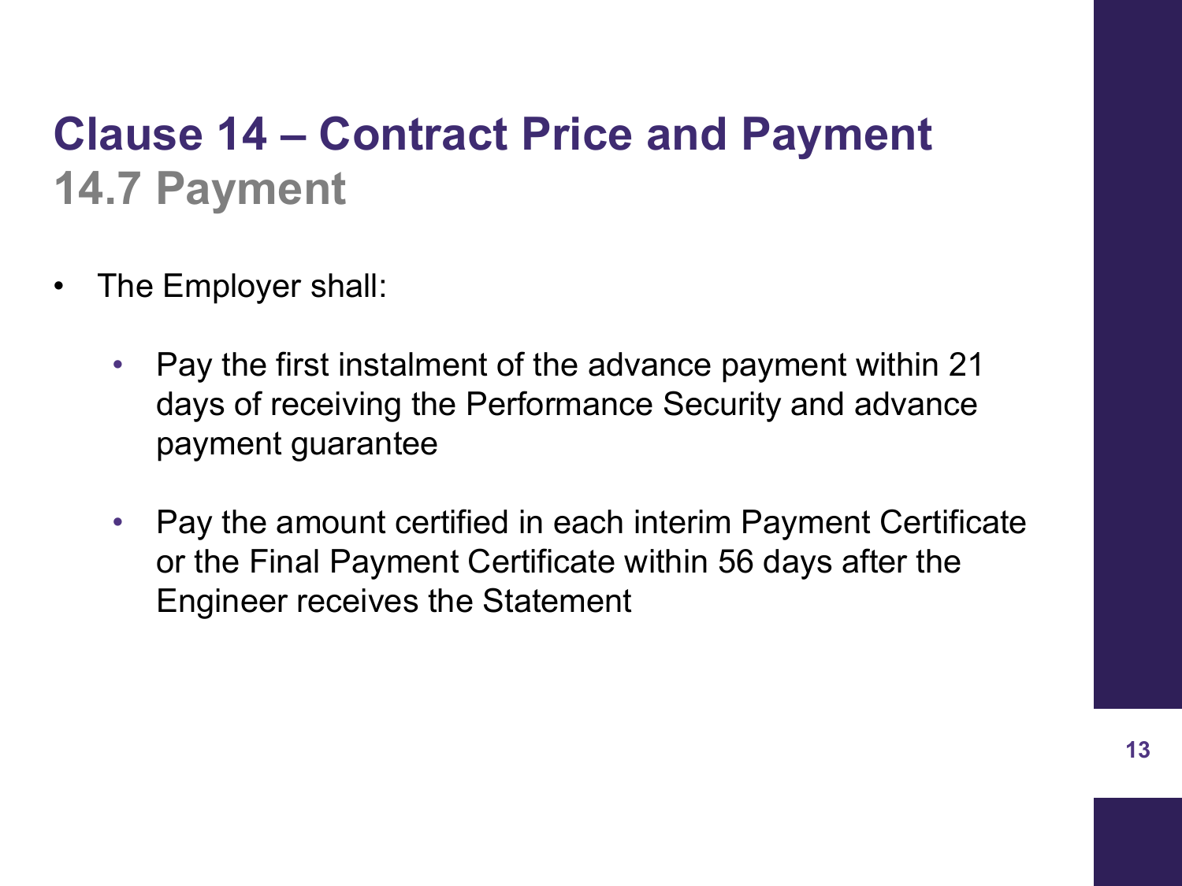# Clause 14 – Contract Price and Payment
## 14.7 Payment

- The Employer shall:
  - Pay the first instalment of the advance payment within 21 days of receiving the Performance Security and advance payment guarantee
  - Pay the amount certified in each interim Payment Certificate or the Final Payment Certificate within 56 days after the Engineer receives the Statement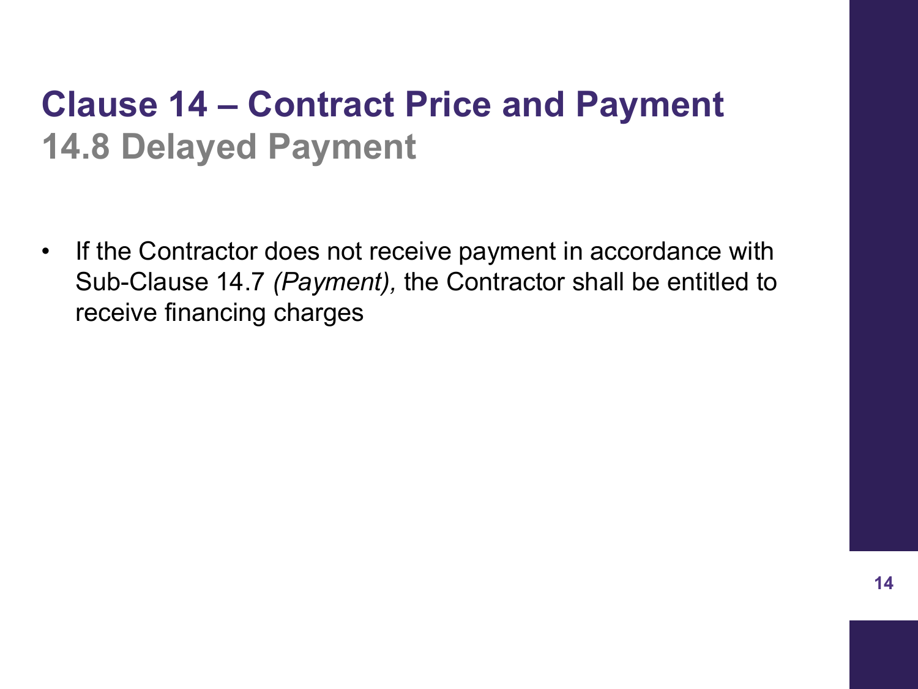# Clause 14 – Contract Price and Payment

## 14.8 Delayed Payment

- If the Contractor does not receive payment in accordance with Sub-Clause 14.7 *(Payment),* the Contractor shall be entitled to receive financing charges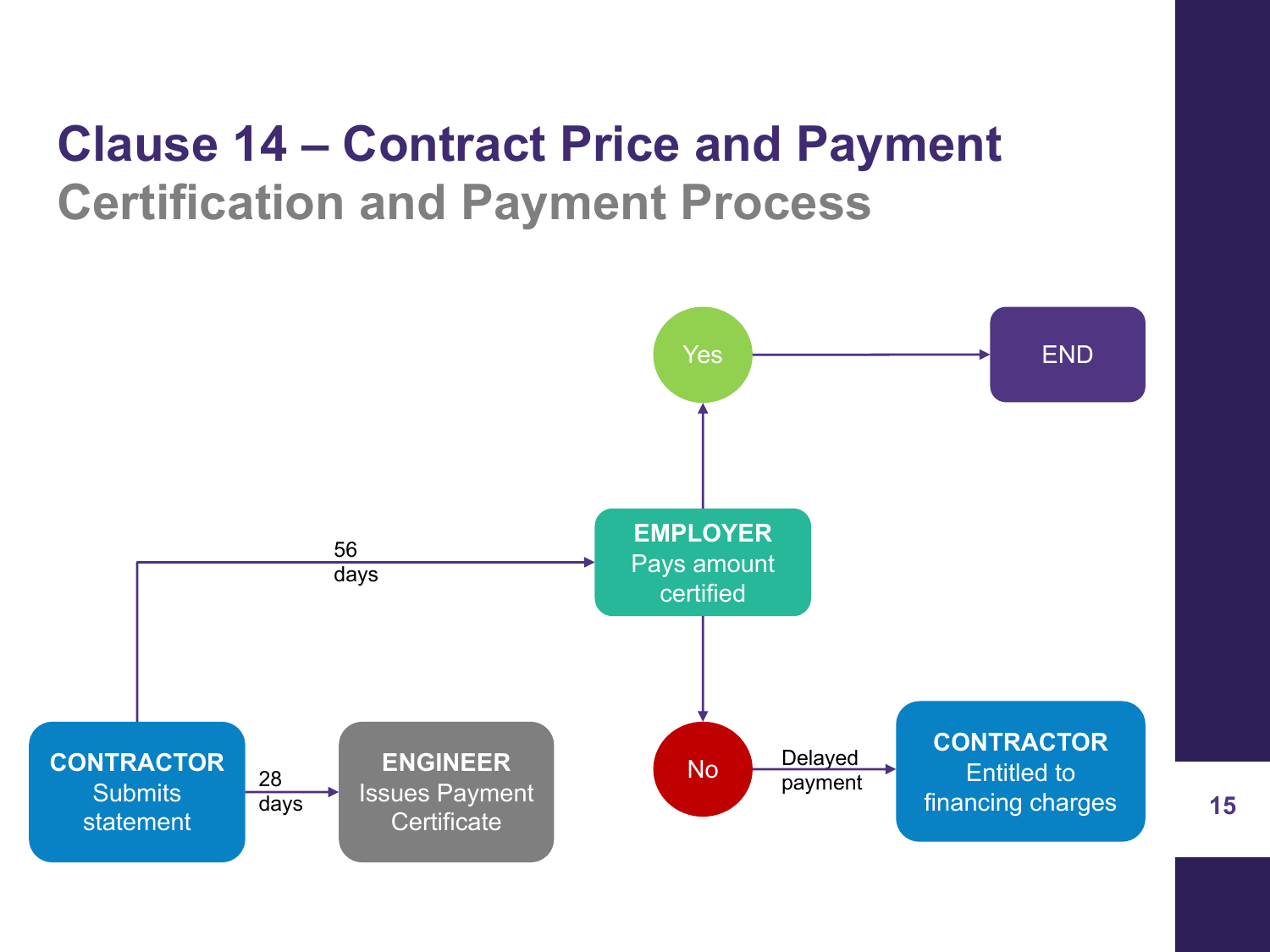# Clause 14 – Contract Price and Payment

## Certification and Payment Process

**CONTRACTOR** Submits statement → (28 days) → **ENGINEER** Issues Payment Certificate

**CONTRACTOR** Submits statement → (56 days) → **EMPLOYER** Pays amount certified

**EMPLOYER** Pays amount certified → Yes → END

**EMPLOYER** Pays amount certified → No → (Delayed payment) → **CONTRACTOR** Entitled to financing charges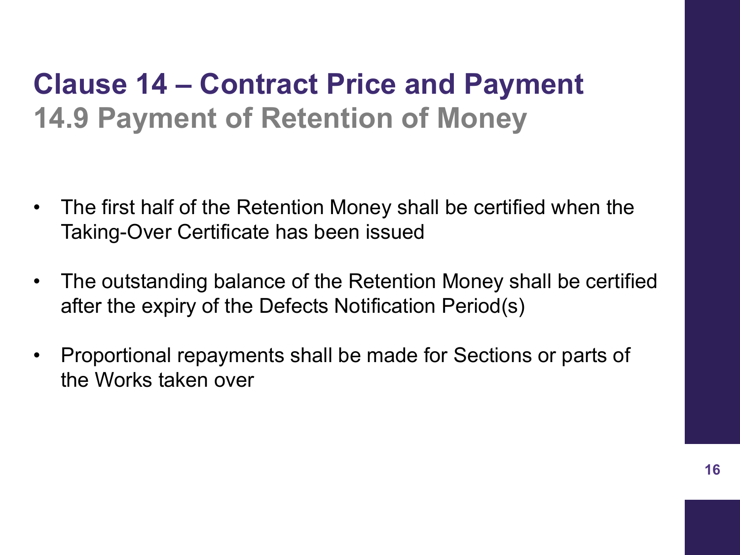# Clause 14 – Contract Price and Payment

## 14.9 Payment of Retention of Money

- The first half of the Retention Money shall be certified when the Taking-Over Certificate has been issued
- The outstanding balance of the Retention Money shall be certified after the expiry of the Defects Notification Period(s)
- Proportional repayments shall be made for Sections or parts of the Works taken over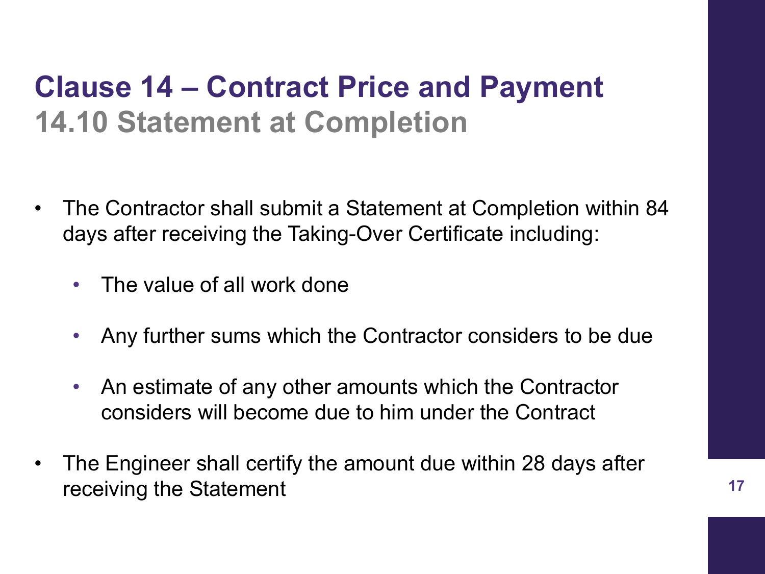# Clause 14 – Contract Price and Payment

## 14.10 Statement at Completion

- The Contractor shall submit a Statement at Completion within 84 days after receiving the Taking-Over Certificate including:
  - The value of all work done
  - Any further sums which the Contractor considers to be due
  - An estimate of any other amounts which the Contractor considers will become due to him under the Contract
- The Engineer shall certify the amount due within 28 days after receiving the Statement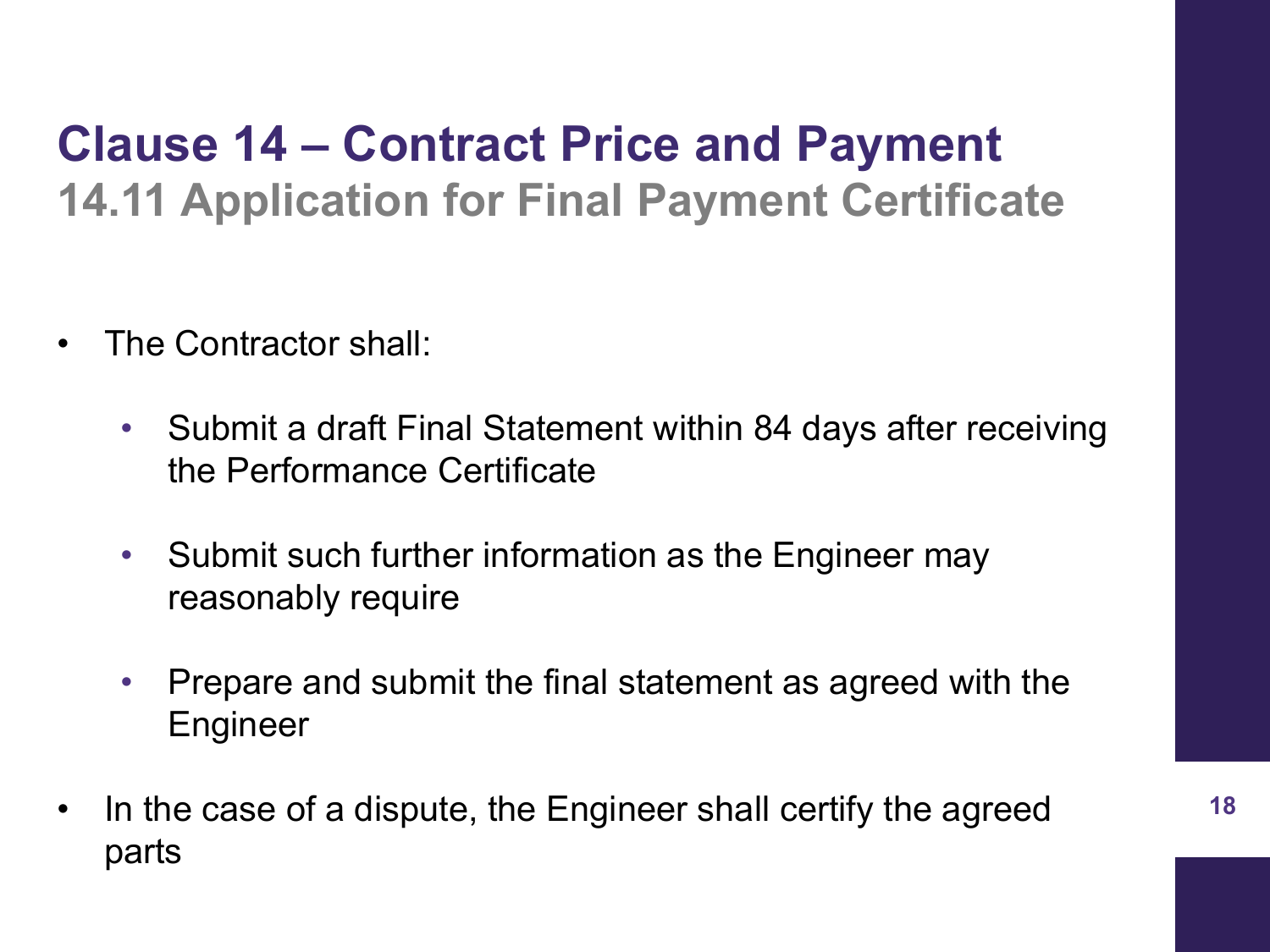# Clause 14 – Contract Price and Payment

## 14.11 Application for Final Payment Certificate

- The Contractor shall:
  - Submit a draft Final Statement within 84 days after receiving the Performance Certificate
  - Submit such further information as the Engineer may reasonably require
  - Prepare and submit the final statement as agreed with the Engineer
- In the case of a dispute, the Engineer shall certify the agreed parts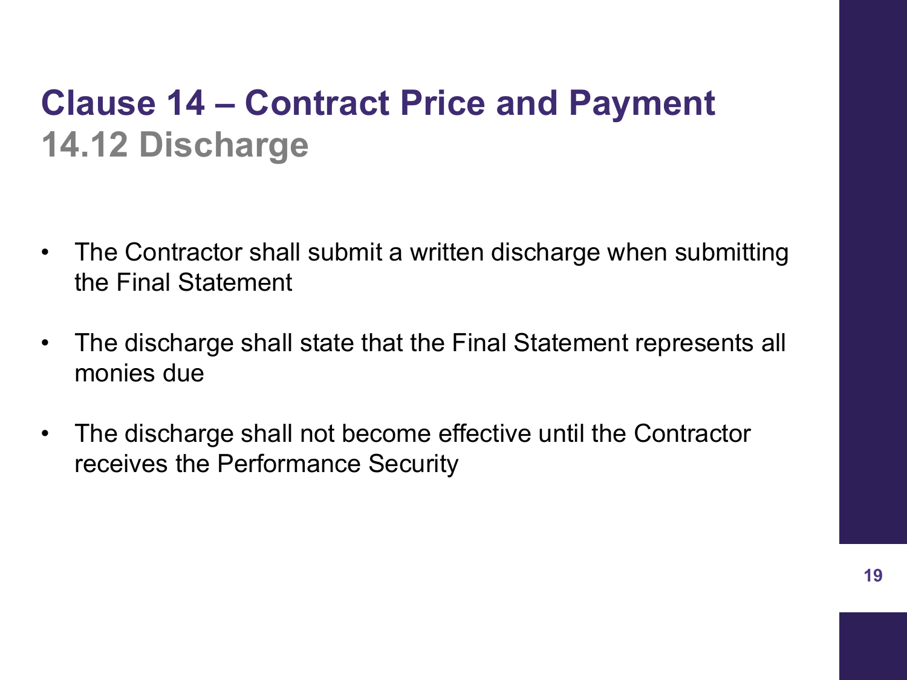# Clause 14 – Contract Price and Payment

## 14.12 Discharge

- The Contractor shall submit a written discharge when submitting the Final Statement
- The discharge shall state that the Final Statement represents all monies due
- The discharge shall not become effective until the Contractor receives the Performance Security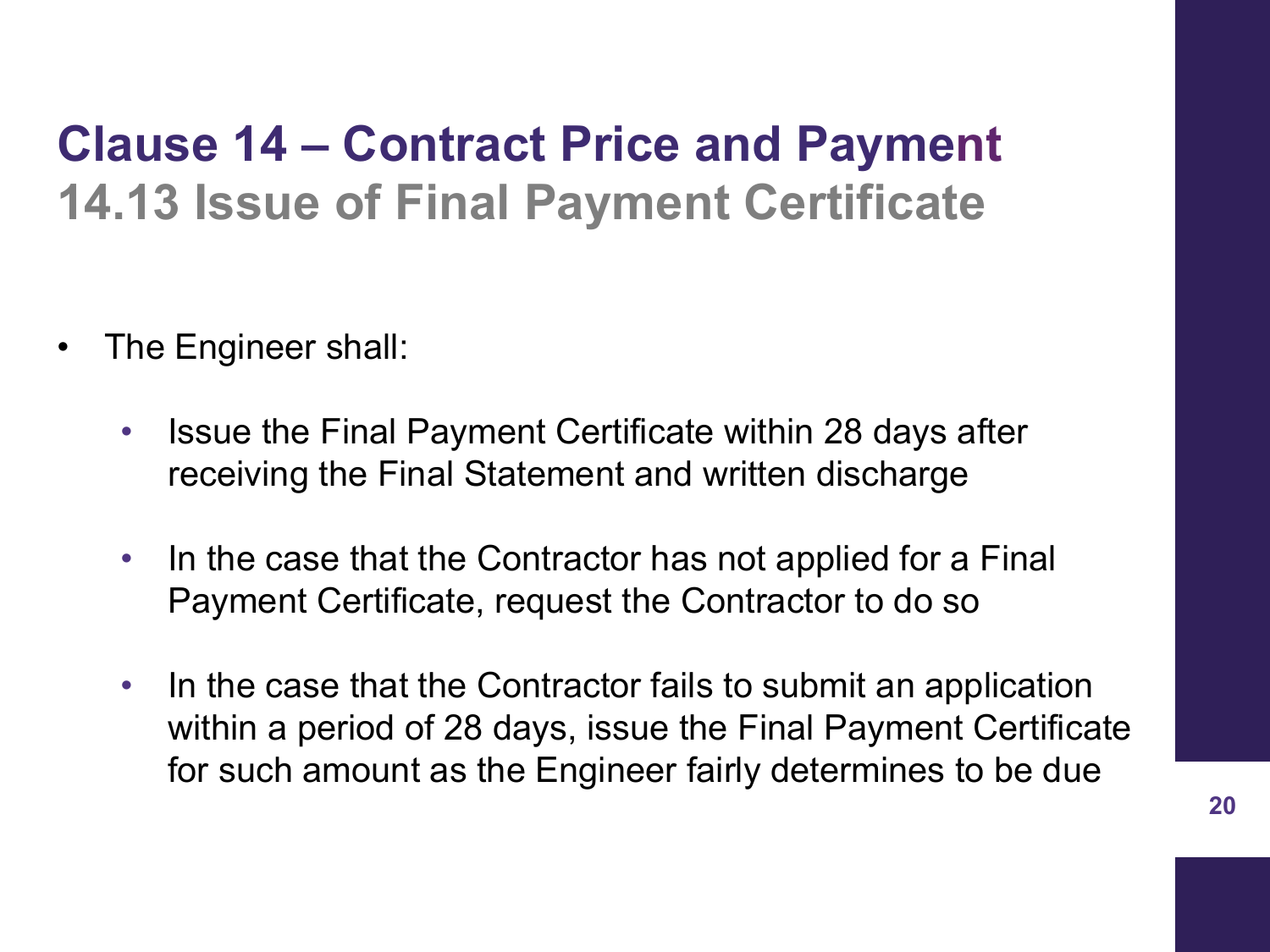# Clause 14 – Contract Price and Payment

## 14.13 Issue of Final Payment Certificate

- The Engineer shall:
  - Issue the Final Payment Certificate within 28 days after receiving the Final Statement and written discharge
  - In the case that the Contractor has not applied for a Final Payment Certificate, request the Contractor to do so
  - In the case that the Contractor fails to submit an application within a period of 28 days, issue the Final Payment Certificate for such amount as the Engineer fairly determines to be due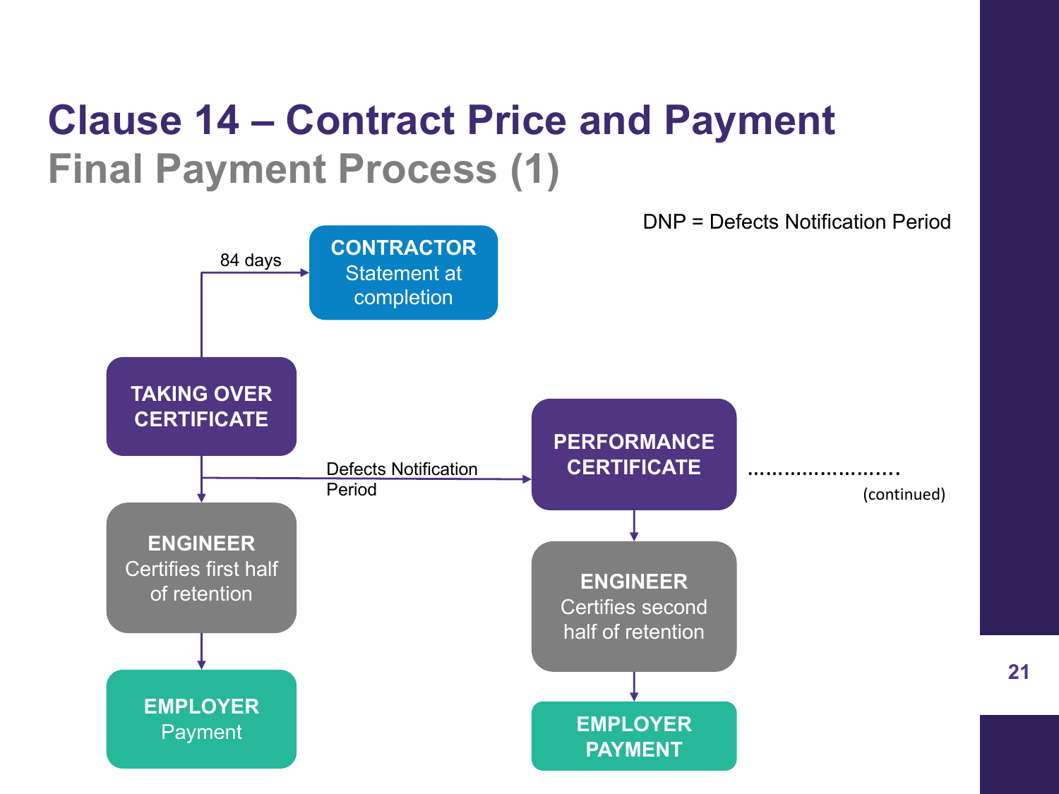# Clause 14 – Contract Price and Payment

## Final Payment Process (1)

DNP = Defects Notification Period

**TAKING OVER CERTIFICATE**

84 days

**CONTRACTOR**
Statement at completion

**ENGINEER**
Certifies first half of retention

**EMPLOYER**
Payment

Defects Notification Period

**PERFORMANCE CERTIFICATE**

........................

(continued)

**ENGINEER**
Certifies second half of retention

**EMPLOYER PAYMENT**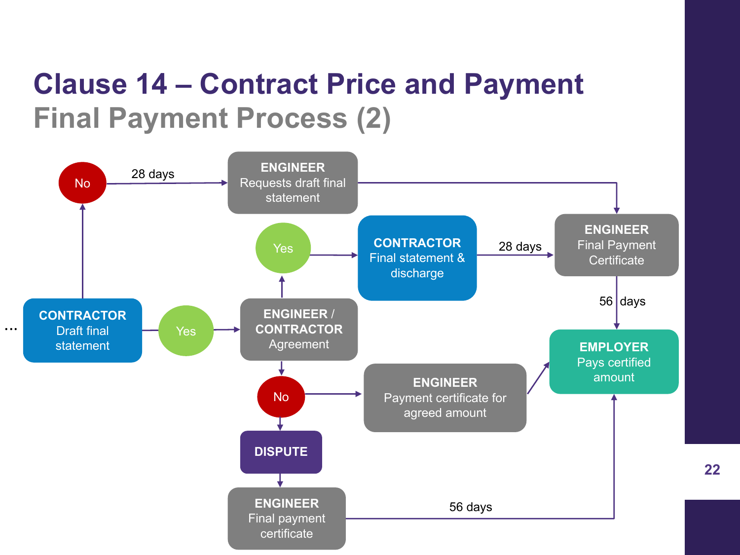# Clause 14 – Contract Price and Payment

## Final Payment Process (2)

...

**CONTRACTOR**
Draft final statement

No

28 days

**ENGINEER**
Requests draft final statement

Yes

**ENGINEER / CONTRACTOR**
Agreement

Yes

**CONTRACTOR**
Final statement & discharge

28 days

**ENGINEER**
Final Payment Certificate

56 days

**EMPLOYER**
Pays certified amount

No

**ENGINEER**
Payment certificate for agreed amount

**DISPUTE**

**ENGINEER**
Final payment certificate

56 days